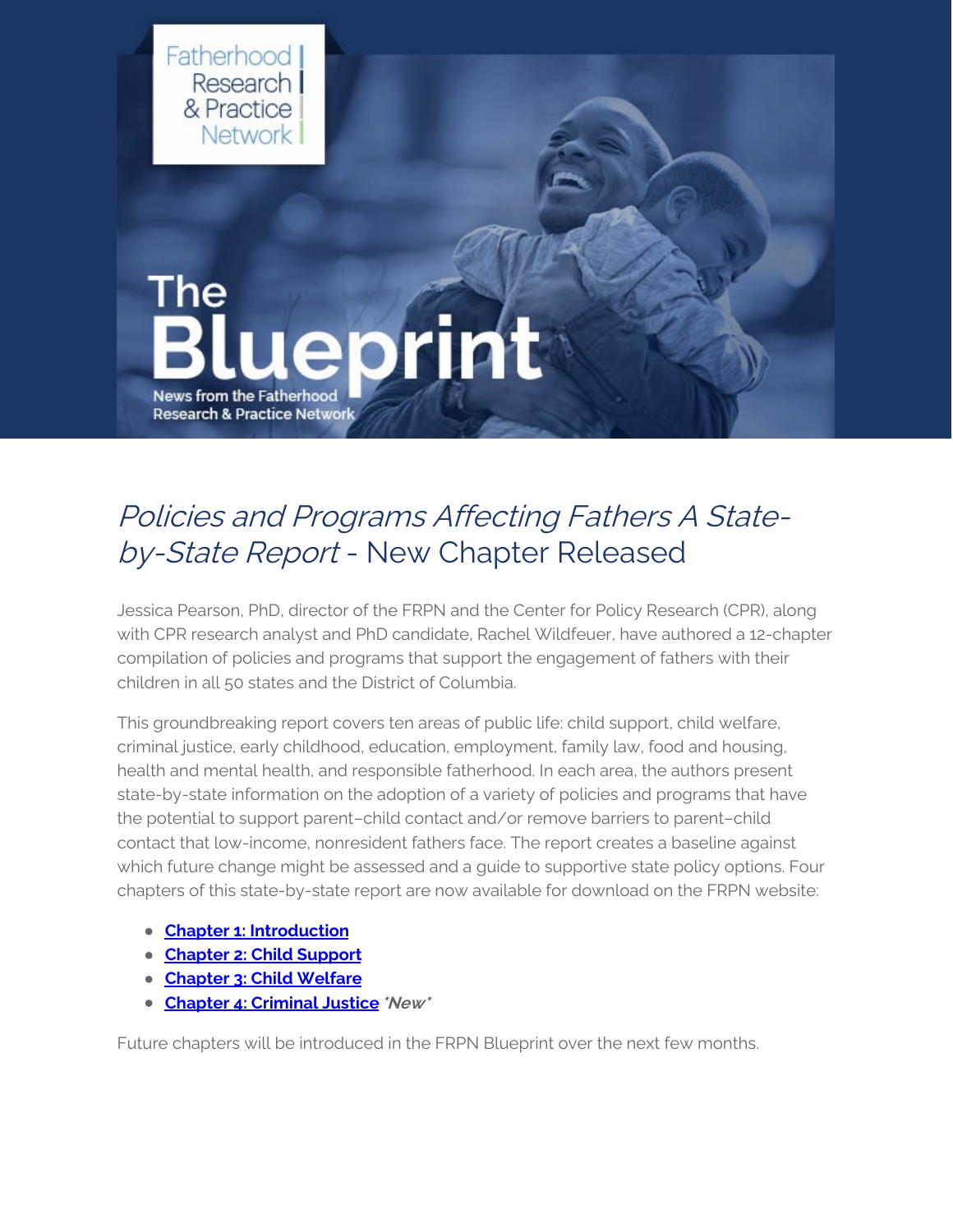Fatherhood Research & Practice Network

# The Blueprint

News from the Fatherhood Research & Practice Network

## *Policies and Programs Affecting Fathers A State-by-State Report* - New Chapter Released

Jessica Pearson, PhD, director of the FRPN and the Center for Policy Research (CPR), along with CPR research analyst and PhD candidate, Rachel Wildfeuer, have authored a 12-chapter compilation of policies and programs that support the engagement of fathers with their children in all 50 states and the District of Columbia.

This groundbreaking report covers ten areas of public life: child support, child welfare, criminal justice, early childhood, education, employment, family law, food and housing, health and mental health, and responsible fatherhood. In each area, the authors present state-by-state information on the adoption of a variety of policies and programs that have the potential to support parent–child contact and/or remove barriers to parent–child contact that low-income, nonresident fathers face. The report creates a baseline against which future change might be assessed and a guide to supportive state policy options. Four chapters of this state-by-state report are now available for download on the FRPN website:

- **Chapter 1: Introduction**
- **Chapter 2: Child Support**
- **Chapter 3: Child Welfare**
- **Chapter 4: Criminal Justice** ***New***

Future chapters will be introduced in the FRPN Blueprint over the next few months.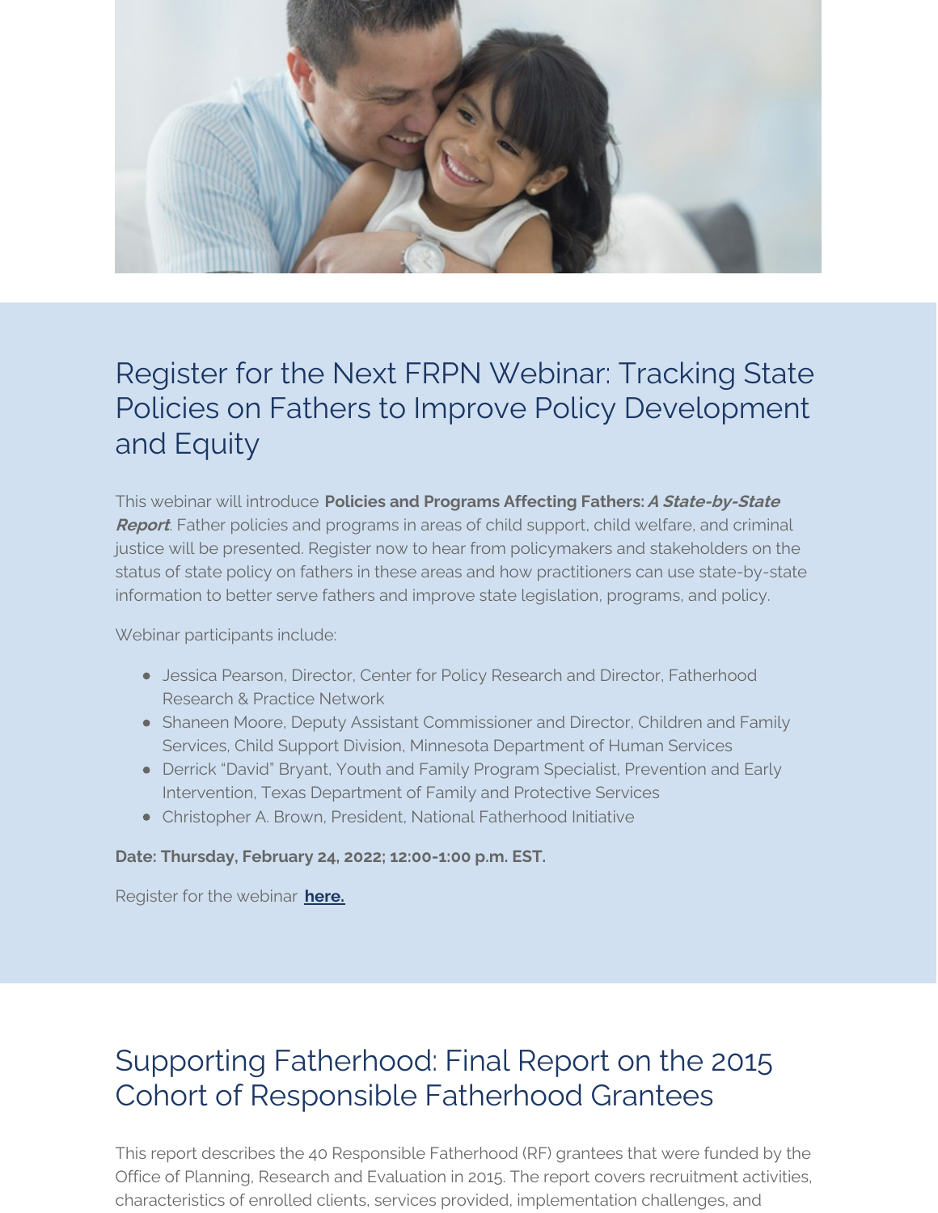## Register for the Next FRPN Webinar: Tracking State Policies on Fathers to Improve Policy Development and Equity

This webinar will introduce **Policies and Programs Affecting Fathers: *A State-by-State Report***. Father policies and programs in areas of child support, child welfare, and criminal justice will be presented. Register now to hear from policymakers and stakeholders on the status of state policy on fathers in these areas and how practitioners can use state-by-state information to better serve fathers and improve state legislation, programs, and policy.

Webinar participants include:

- Jessica Pearson, Director, Center for Policy Research and Director, Fatherhood Research & Practice Network
- Shaneen Moore, Deputy Assistant Commissioner and Director, Children and Family Services, Child Support Division, Minnesota Department of Human Services
- Derrick "David" Bryant, Youth and Family Program Specialist, Prevention and Early Intervention, Texas Department of Family and Protective Services
- Christopher A. Brown, President, National Fatherhood Initiative

**Date: Thursday, February 24, 2022; 12:00-1:00 p.m. EST.**

Register for the webinar **here.**

## Supporting Fatherhood: Final Report on the 2015 Cohort of Responsible Fatherhood Grantees

This report describes the 40 Responsible Fatherhood (RF) grantees that were funded by the Office of Planning, Research and Evaluation in 2015. The report covers recruitment activities, characteristics of enrolled clients, services provided, implementation challenges, and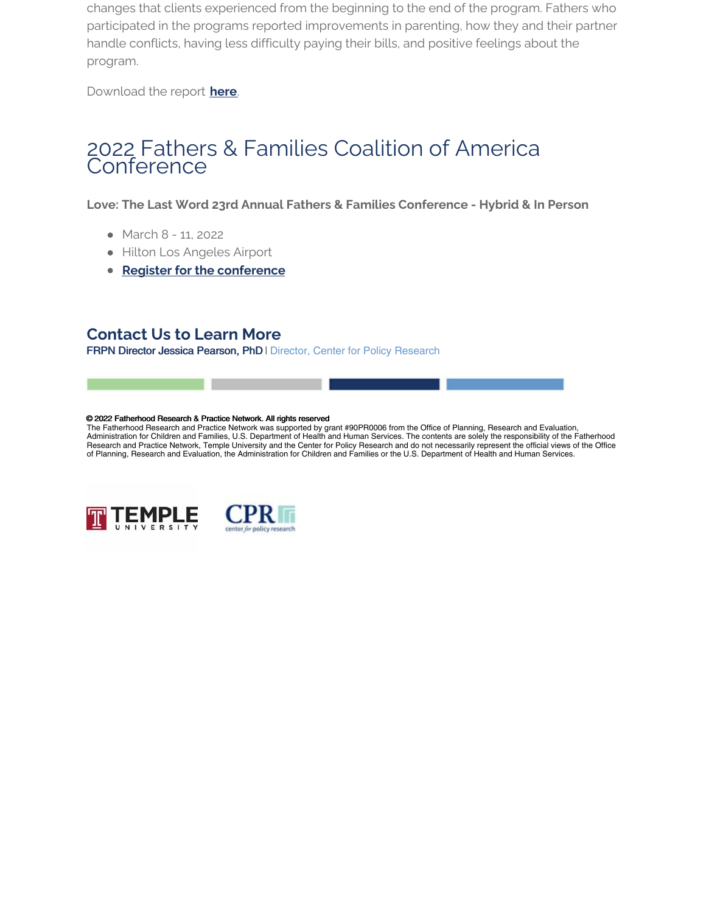changes that clients experienced from the beginning to the end of the program. Fathers who participated in the programs reported improvements in parenting, how they and their partner handle conflicts, having less difficulty paying their bills, and positive feelings about the program.

Download the report **here**.

## 2022 Fathers & Families Coalition of America Conference

**Love: The Last Word 23rd Annual Fathers & Families Conference - Hybrid & In Person**

- March 8 - 11, 2022
- Hilton Los Angeles Airport
- **Register for the conference**

### Contact Us to Learn More

**FRPN Director Jessica Pearson, PhD** | Director, Center for Policy Research

**© 2022 Fatherhood Research & Practice Network. All rights reserved**
The Fatherhood Research and Practice Network was supported by grant #90PR0006 from the Office of Planning, Research and Evaluation, Administration for Children and Families, U.S. Department of Health and Human Services. The contents are solely the responsibility of the Fatherhood Research and Practice Network, Temple University and the Center for Policy Research and do not necessarily represent the official views of the Office of Planning, Research and Evaluation, the Administration for Children and Families or the U.S. Department of Health and Human Services.

TEMPLE UNIVERSITY

CPR center for policy research